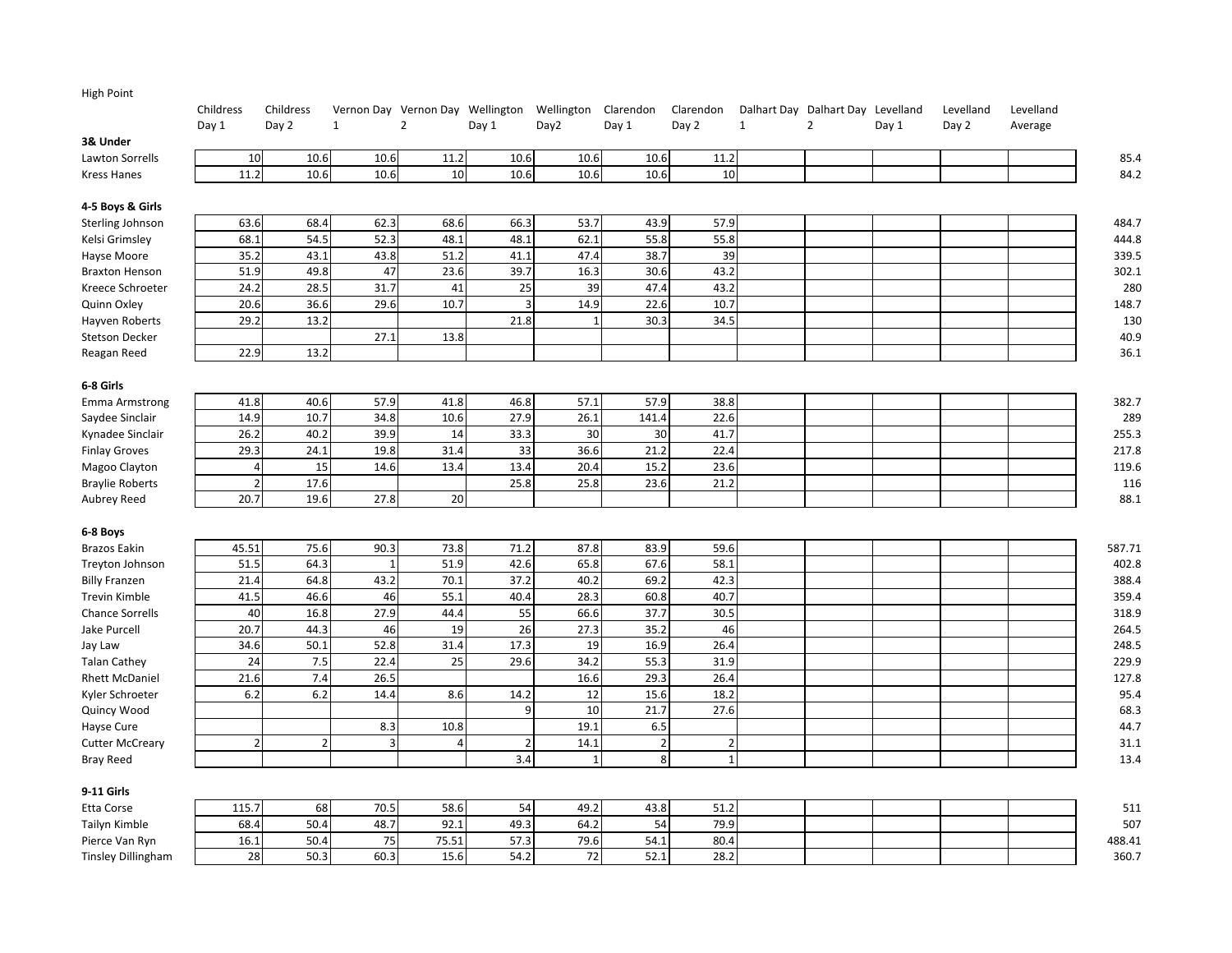High Point

| | Childress Day 1 | Childress Day 2 | Vernon Day 1 | Vernon Day 2 | Wellington Day 1 | Wellington Day2 | Clarendon Day 1 | Clarendon Day 2 | Dalhart Day 1 | Dalhart Day 2 | Levelland Day 1 | Levelland Day 2 | Levelland Average | |
|---|---|---|---|---|---|---|---|---|---|---|---|---|---|---|
| **3& Under** | | | | | | | | | | | | | | |
| Lawton Sorrells | 10 | 10.6 | 10.6 | 11.2 | 10.6 | 10.6 | 10.6 | 11.2 | | | | | | 85.4 |
| Kress Hanes | 11.2 | 10.6 | 10.6 | 10 | 10.6 | 10.6 | 10.6 | 10 | | | | | | 84.2 |
| **4-5 Boys & Girls** | | | | | | | | | | | | | | |
| Sterling Johnson | 63.6 | 68.4 | 62.3 | 68.6 | 66.3 | 53.7 | 43.9 | 57.9 | | | | | | 484.7 |
| Kelsi Grimsley | 68.1 | 54.5 | 52.3 | 48.1 | 48.1 | 62.1 | 55.8 | 55.8 | | | | | | 444.8 |
| Hayse Moore | 35.2 | 43.1 | 43.8 | 51.2 | 41.1 | 47.4 | 38.7 | 39 | | | | | | 339.5 |
| Braxton Henson | 51.9 | 49.8 | 47 | 23.6 | 39.7 | 16.3 | 30.6 | 43.2 | | | | | | 302.1 |
| Kreece Schroeter | 24.2 | 28.5 | 31.7 | 41 | 25 | 39 | 47.4 | 43.2 | | | | | | 280 |
| Quinn Oxley | 20.6 | 36.6 | 29.6 | 10.7 | 3 | 14.9 | 22.6 | 10.7 | | | | | | 148.7 |
| Hayven Roberts | 29.2 | 13.2 | | | 21.8 | 1 | 30.3 | 34.5 | | | | | | 130 |
| Stetson Decker | | | 27.1 | 13.8 | | | | | | | | | | 40.9 |
| Reagan Reed | 22.9 | 13.2 | | | | | | | | | | | | 36.1 |
| **6-8 Girls** | | | | | | | | | | | | | | |
| Emma Armstrong | 41.8 | 40.6 | 57.9 | 41.8 | 46.8 | 57.1 | 57.9 | 38.8 | | | | | | 382.7 |
| Saydee Sinclair | 14.9 | 10.7 | 34.8 | 10.6 | 27.9 | 26.1 | 141.4 | 22.6 | | | | | | 289 |
| Kynadee Sinclair | 26.2 | 40.2 | 39.9 | 14 | 33.3 | 30 | 30 | 41.7 | | | | | | 255.3 |
| Finlay Groves | 29.3 | 24.1 | 19.8 | 31.4 | 33 | 36.6 | 21.2 | 22.4 | | | | | | 217.8 |
| Magoo Clayton | 4 | 15 | 14.6 | 13.4 | 13.4 | 20.4 | 15.2 | 23.6 | | | | | | 119.6 |
| Braylie Roberts | 2 | 17.6 | | | 25.8 | 25.8 | 23.6 | 21.2 | | | | | | 116 |
| Aubrey Reed | 20.7 | 19.6 | 27.8 | 20 | | | | | | | | | | 88.1 |
| **6-8 Boys** | | | | | | | | | | | | | | |
| Brazos Eakin | 45.51 | 75.6 | 90.3 | 73.8 | 71.2 | 87.8 | 83.9 | 59.6 | | | | | | 587.71 |
| Treyton Johnson | 51.5 | 64.3 | 1 | 51.9 | 42.6 | 65.8 | 67.6 | 58.1 | | | | | | 402.8 |
| Billy Franzen | 21.4 | 64.8 | 43.2 | 70.1 | 37.2 | 40.2 | 69.2 | 42.3 | | | | | | 388.4 |
| Trevin Kimble | 41.5 | 46.6 | 46 | 55.1 | 40.4 | 28.3 | 60.8 | 40.7 | | | | | | 359.4 |
| Chance Sorrells | 40 | 16.8 | 27.9 | 44.4 | 55 | 66.6 | 37.7 | 30.5 | | | | | | 318.9 |
| Jake Purcell | 20.7 | 44.3 | 46 | 19 | 26 | 27.3 | 35.2 | 46 | | | | | | 264.5 |
| Jay Law | 34.6 | 50.1 | 52.8 | 31.4 | 17.3 | 19 | 16.9 | 26.4 | | | | | | 248.5 |
| Talan Cathey | 24 | 7.5 | 22.4 | 25 | 29.6 | 34.2 | 55.3 | 31.9 | | | | | | 229.9 |
| Rhett McDaniel | 21.6 | 7.4 | 26.5 | | | 16.6 | 29.3 | 26.4 | | | | | | 127.8 |
| Kyler Schroeter | 6.2 | 6.2 | 14.4 | 8.6 | 14.2 | 12 | 15.6 | 18.2 | | | | | | 95.4 |
| Quincy Wood | | | | | 9 | 10 | 21.7 | 27.6 | | | | | | 68.3 |
| Hayse Cure | | | 8.3 | 10.8 | | 19.1 | 6.5 | | | | | | | 44.7 |
| Cutter McCreary | 2 | 2 | 3 | 4 | 2 | 14.1 | 2 | 2 | | | | | | 31.1 |
| Bray Reed | | | | | 3.4 | 1 | 8 | 1 | | | | | | 13.4 |
| **9-11 Girls** | | | | | | | | | | | | | | |
| Etta Corse | 115.7 | 68 | 70.5 | 58.6 | 54 | 49.2 | 43.8 | 51.2 | | | | | | 511 |
| Tailyn Kimble | 68.4 | 50.4 | 48.7 | 92.1 | 49.3 | 64.2 | 54 | 79.9 | | | | | | 507 |
| Pierce Van Ryn | 16.1 | 50.4 | 75 | 75.51 | 57.3 | 79.6 | 54.1 | 80.4 | | | | | | 488.41 |
| Tinsley Dillingham | 28 | 50.3 | 60.3 | 15.6 | 54.2 | 72 | 52.1 | 28.2 | | | | | | 360.7 |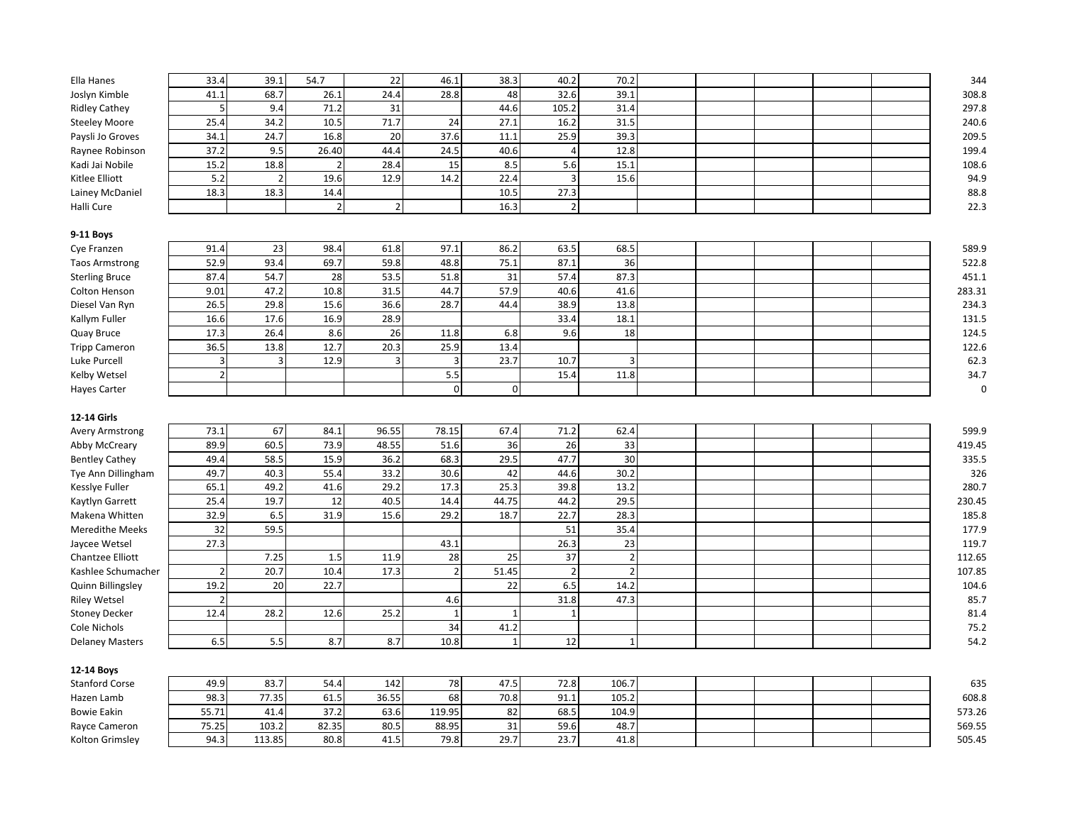| | | | | | | | | | | | | | | |
|---|---|---|---|---|---|---|---|---|---|---|---|---|---|---|
| Ella Hanes | 33.4 | 39.1 | 54.7 | 22 | 46.1 | 38.3 | 40.2 | 70.2 | | | | | | 344 |
| Joslyn Kimble | 41.1 | 68.7 | 26.1 | 24.4 | 28.8 | 48 | 32.6 | 39.1 | | | | | | 308.8 |
| Ridley Cathey | 5 | 9.4 | 71.2 | 31 | | 44.6 | 105.2 | 31.4 | | | | | | 297.8 |
| Steeley Moore | 25.4 | 34.2 | 10.5 | 71.7 | 24 | 27.1 | 16.2 | 31.5 | | | | | | 240.6 |
| Paysli Jo Groves | 34.1 | 24.7 | 16.8 | 20 | 37.6 | 11.1 | 25.9 | 39.3 | | | | | | 209.5 |
| Raynee Robinson | 37.2 | 9.5 | 26.40 | 44.4 | 24.5 | 40.6 | 4 | 12.8 | | | | | | 199.4 |
| Kadi Jai Nobile | 15.2 | 18.8 | 2 | 28.4 | 15 | 8.5 | 5.6 | 15.1 | | | | | | 108.6 |
| Kitlee Elliott | 5.2 | 2 | 19.6 | 12.9 | 14.2 | 22.4 | 3 | 15.6 | | | | | | 94.9 |
| Lainey McDaniel | 18.3 | 18.3 | 14.4 | | | 10.5 | 27.3 | | | | | | | 88.8 |
| Halli Cure | | | 2 | 2 | | 16.3 | 2 | | | | | | | 22.3 |

**9-11 Boys**

| | | | | | | | | | | | | | | |
|---|---|---|---|---|---|---|---|---|---|---|---|---|---|---|
| Cye Franzen | 91.4 | 23 | 98.4 | 61.8 | 97.1 | 86.2 | 63.5 | 68.5 | | | | | | 589.9 |
| Taos Armstrong | 52.9 | 93.4 | 69.7 | 59.8 | 48.8 | 75.1 | 87.1 | 36 | | | | | | 522.8 |
| Sterling Bruce | 87.4 | 54.7 | 28 | 53.5 | 51.8 | 31 | 57.4 | 87.3 | | | | | | 451.1 |
| Colton Henson | 9.01 | 47.2 | 10.8 | 31.5 | 44.7 | 57.9 | 40.6 | 41.6 | | | | | | 283.31 |
| Diesel Van Ryn | 26.5 | 29.8 | 15.6 | 36.6 | 28.7 | 44.4 | 38.9 | 13.8 | | | | | | 234.3 |
| Kallym Fuller | 16.6 | 17.6 | 16.9 | 28.9 | | | 33.4 | 18.1 | | | | | | 131.5 |
| Quay Bruce | 17.3 | 26.4 | 8.6 | 26 | 11.8 | 6.8 | 9.6 | 18 | | | | | | 124.5 |
| Tripp Cameron | 36.5 | 13.8 | 12.7 | 20.3 | 25.9 | 13.4 | | | | | | | | 122.6 |
| Luke Purcell | 3 | 3 | 12.9 | 3 | 3 | 23.7 | 10.7 | 3 | | | | | | 62.3 |
| Kelby Wetsel | 2 | | | | 5.5 | | 15.4 | 11.8 | | | | | | 34.7 |
| Hayes Carter | | | | | 0 | 0 | | | | | | | | 0 |

**12-14 Girls**

| | | | | | | | | | | | | | | |
|---|---|---|---|---|---|---|---|---|---|---|---|---|---|---|
| Avery Armstrong | 73.1 | 67 | 84.1 | 96.55 | 78.15 | 67.4 | 71.2 | 62.4 | | | | | | 599.9 |
| Abby McCreary | 89.9 | 60.5 | 73.9 | 48.55 | 51.6 | 36 | 26 | 33 | | | | | | 419.45 |
| Bentley Cathey | 49.4 | 58.5 | 15.9 | 36.2 | 68.3 | 29.5 | 47.7 | 30 | | | | | | 335.5 |
| Tye Ann Dillingham | 49.7 | 40.3 | 55.4 | 33.2 | 30.6 | 42 | 44.6 | 30.2 | | | | | | 326 |
| Kesslye Fuller | 65.1 | 49.2 | 41.6 | 29.2 | 17.3 | 25.3 | 39.8 | 13.2 | | | | | | 280.7 |
| Kaytlyn Garrett | 25.4 | 19.7 | 12 | 40.5 | 14.4 | 44.75 | 44.2 | 29.5 | | | | | | 230.45 |
| Makena Whitten | 32.9 | 6.5 | 31.9 | 15.6 | 29.2 | 18.7 | 22.7 | 28.3 | | | | | | 185.8 |
| Meredithe Meeks | 32 | 59.5 | | | | | 51 | 35.4 | | | | | | 177.9 |
| Jaycee Wetsel | 27.3 | | | | 43.1 | | 26.3 | 23 | | | | | | 119.7 |
| Chantzee Elliott | | 7.25 | 1.5 | 11.9 | 28 | 25 | 37 | 2 | | | | | | 112.65 |
| Kashlee Schumacher | 2 | 20.7 | 10.4 | 17.3 | 2 | 51.45 | 2 | 2 | | | | | | 107.85 |
| Quinn Billingsley | 19.2 | 20 | 22.7 | | | 22 | 6.5 | 14.2 | | | | | | 104.6 |
| Riley Wetsel | 2 | | | | 4.6 | | 31.8 | 47.3 | | | | | | 85.7 |
| Stoney Decker | 12.4 | 28.2 | 12.6 | 25.2 | 1 | 1 | 1 | | | | | | | 81.4 |
| Cole Nichols | | | | | 34 | 41.2 | | | | | | | | 75.2 |
| Delaney Masters | 6.5 | 5.5 | 8.7 | 8.7 | 10.8 | 1 | 12 | 1 | | | | | | 54.2 |

**12-14 Boys**

| | | | | | | | | | | | | | | |
|---|---|---|---|---|---|---|---|---|---|---|---|---|---|---|
| Stanford Corse | 49.9 | 83.7 | 54.4 | 142 | 78 | 47.5 | 72.8 | 106.7 | | | | | | 635 |
| Hazen Lamb | 98.3 | 77.35 | 61.5 | 36.55 | 68 | 70.8 | 91.1 | 105.2 | | | | | | 608.8 |
| Bowie Eakin | 55.71 | 41.4 | 37.2 | 63.6 | 119.95 | 82 | 68.5 | 104.9 | | | | | | 573.26 |
| Rayce Cameron | 75.25 | 103.2 | 82.35 | 80.5 | 88.95 | 31 | 59.6 | 48.7 | | | | | | 569.55 |
| Kolton Grimsley | 94.3 | 113.85 | 80.8 | 41.5 | 79.8 | 29.7 | 23.7 | 41.8 | | | | | | 505.45 |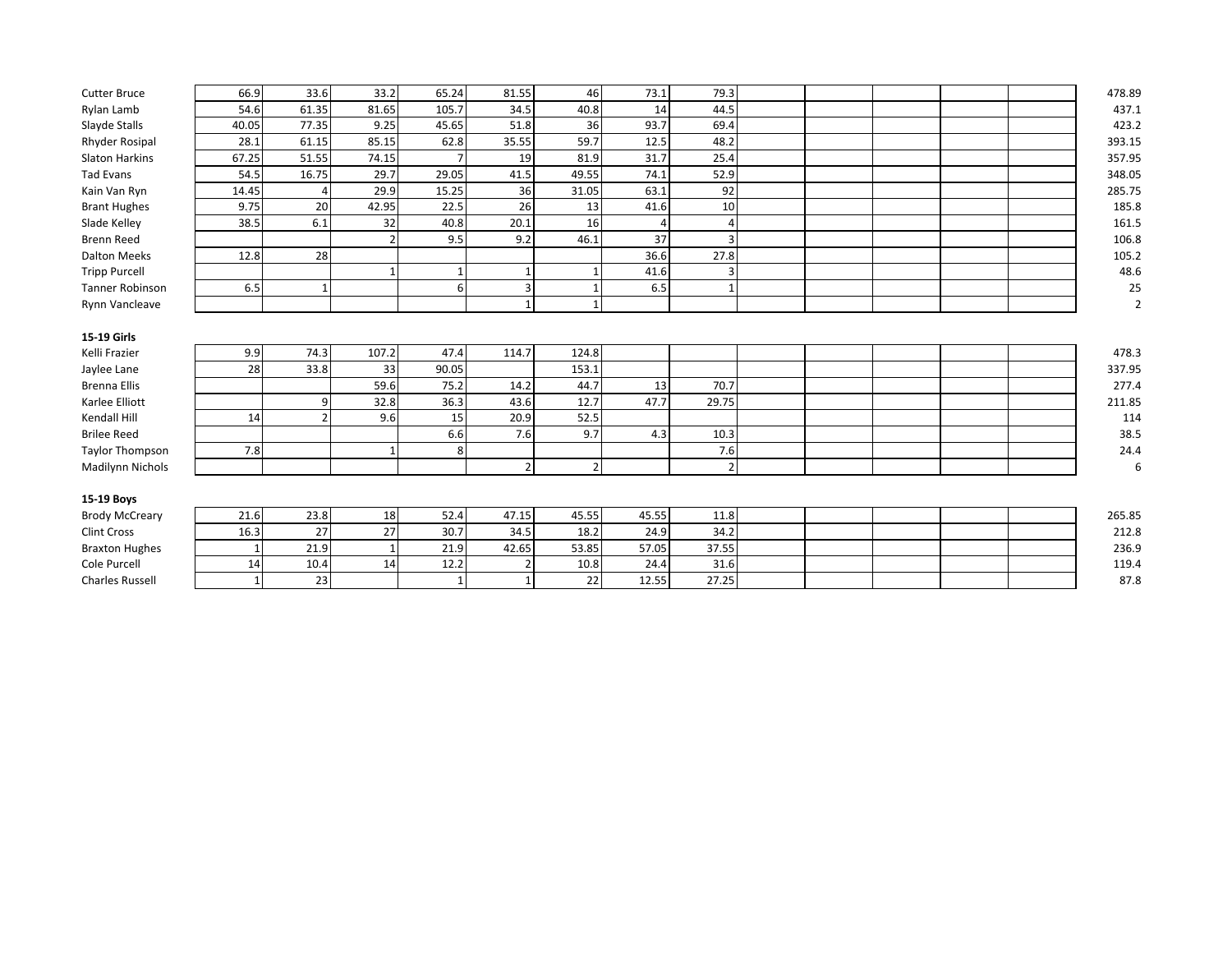| | | | | | | | | | | | | | | |
|---|---|---|---|---|---|---|---|---|---|---|---|---|---|---|
| Cutter Bruce | 66.9 | 33.6 | 33.2 | 65.24 | 81.55 | 46 | 73.1 | 79.3 | | | | | | 478.89 |
| Rylan Lamb | 54.6 | 61.35 | 81.65 | 105.7 | 34.5 | 40.8 | 14 | 44.5 | | | | | | 437.1 |
| Slayde Stalls | 40.05 | 77.35 | 9.25 | 45.65 | 51.8 | 36 | 93.7 | 69.4 | | | | | | 423.2 |
| Rhyder Rosipal | 28.1 | 61.15 | 85.15 | 62.8 | 35.55 | 59.7 | 12.5 | 48.2 | | | | | | 393.15 |
| Slaton Harkins | 67.25 | 51.55 | 74.15 | 7 | 19 | 81.9 | 31.7 | 25.4 | | | | | | 357.95 |
| Tad Evans | 54.5 | 16.75 | 29.7 | 29.05 | 41.5 | 49.55 | 74.1 | 52.9 | | | | | | 348.05 |
| Kain Van Ryn | 14.45 | 4 | 29.9 | 15.25 | 36 | 31.05 | 63.1 | 92 | | | | | | 285.75 |
| Brant Hughes | 9.75 | 20 | 42.95 | 22.5 | 26 | 13 | 41.6 | 10 | | | | | | 185.8 |
| Slade Kelley | 38.5 | 6.1 | 32 | 40.8 | 20.1 | 16 | 4 | 4 | | | | | | 161.5 |
| Brenn Reed | | | 2 | 9.5 | 9.2 | 46.1 | 37 | 3 | | | | | | 106.8 |
| Dalton Meeks | 12.8 | 28 | | | | | 36.6 | 27.8 | | | | | | 105.2 |
| Tripp Purcell | | | 1 | 1 | 1 | 1 | 41.6 | 3 | | | | | | 48.6 |
| Tanner Robinson | 6.5 | 1 | | 6 | 3 | 1 | 6.5 | 1 | | | | | | 25 |
| Rynn Vancleave | | | | | 1 | 1 | | | | | | | | 2 |

**15-19 Girls**

| | | | | | | | | | | | | | | |
|---|---|---|---|---|---|---|---|---|---|---|---|---|---|---|
| Kelli Frazier | 9.9 | 74.3 | 107.2 | 47.4 | 114.7 | 124.8 | | | | | | | | 478.3 |
| Jaylee Lane | 28 | 33.8 | 33 | 90.05 | | 153.1 | | | | | | | | 337.95 |
| Brenna Ellis | | | 59.6 | 75.2 | 14.2 | 44.7 | 13 | 70.7 | | | | | | 277.4 |
| Karlee Elliott | | 9 | 32.8 | 36.3 | 43.6 | 12.7 | 47.7 | 29.75 | | | | | | 211.85 |
| Kendall Hill | 14 | 2 | 9.6 | 15 | 20.9 | 52.5 | | | | | | | | 114 |
| Brilee Reed | | | | 6.6 | 7.6 | 9.7 | 4.3 | 10.3 | | | | | | 38.5 |
| Taylor Thompson | 7.8 | | 1 | 8 | | | | 7.6 | | | | | | 24.4 |
| Madilynn Nichols | | | | | 2 | 2 | | 2 | | | | | | 6 |

**15-19 Boys**

| | | | | | | | | | | | | | | |
|---|---|---|---|---|---|---|---|---|---|---|---|---|---|---|
| Brody McCreary | 21.6 | 23.8 | 18 | 52.4 | 47.15 | 45.55 | 45.55 | 11.8 | | | | | | 265.85 |
| Clint Cross | 16.3 | 27 | 27 | 30.7 | 34.5 | 18.2 | 24.9 | 34.2 | | | | | | 212.8 |
| Braxton Hughes | 1 | 21.9 | 1 | 21.9 | 42.65 | 53.85 | 57.05 | 37.55 | | | | | | 236.9 |
| Cole Purcell | 14 | 10.4 | 14 | 12.2 | 2 | 10.8 | 24.4 | 31.6 | | | | | | 119.4 |
| Charles Russell | 1 | 23 | | 1 | 1 | 22 | 12.55 | 27.25 | | | | | | 87.8 |